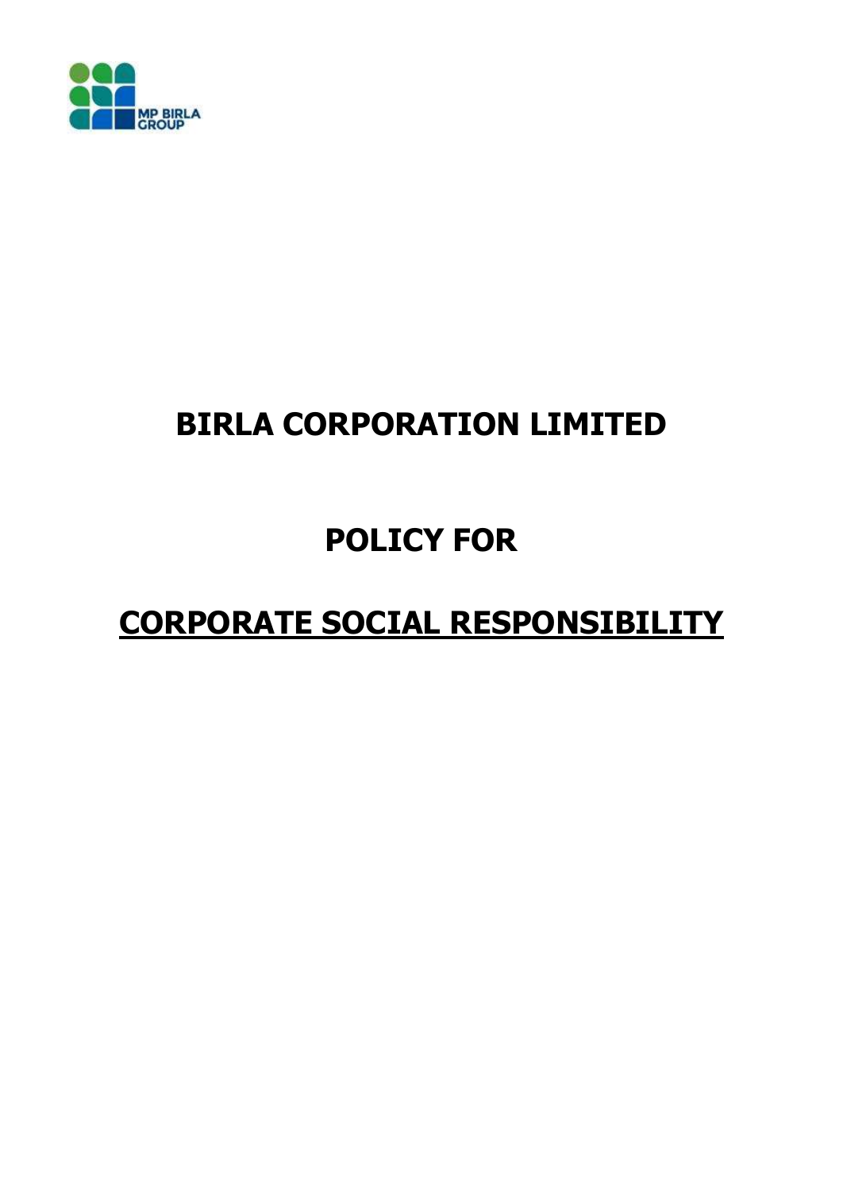# BIRLA CORPORATION LIMITED

# POLICY FOR

# CORPORATE SOCIAL RESPONSIBILITY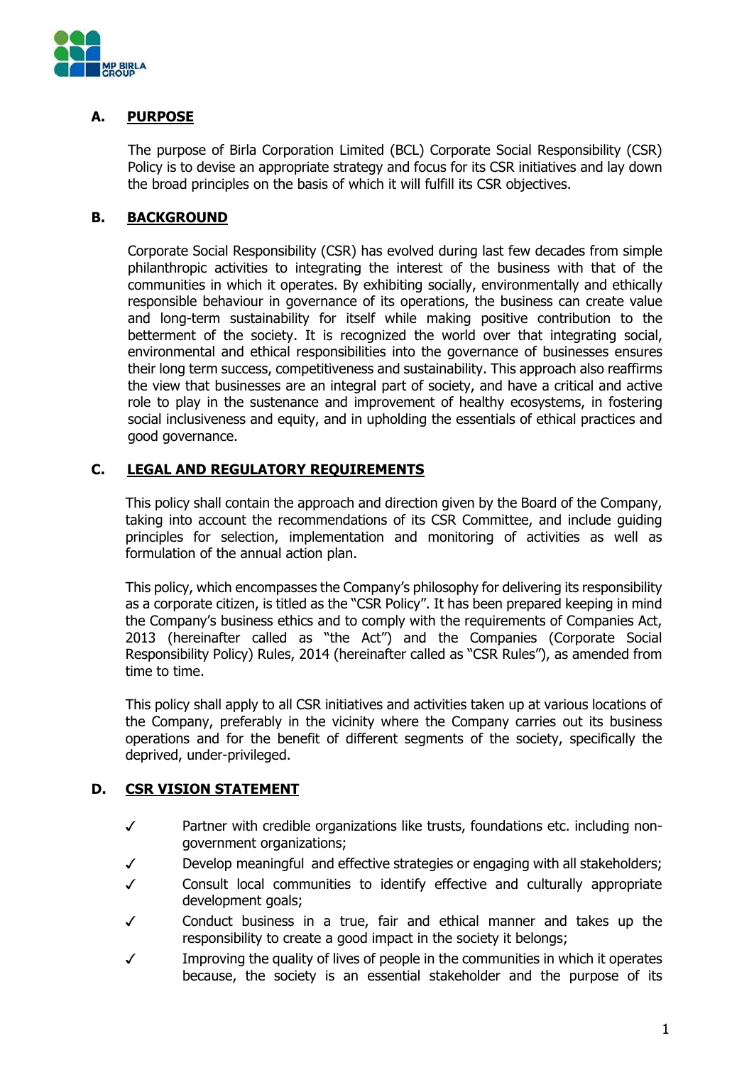## A. PURPOSE

The purpose of Birla Corporation Limited (BCL) Corporate Social Responsibility (CSR) Policy is to devise an appropriate strategy and focus for its CSR initiatives and lay down the broad principles on the basis of which it will fulfill its CSR objectives.

## B. BACKGROUND

Corporate Social Responsibility (CSR) has evolved during last few decades from simple philanthropic activities to integrating the interest of the business with that of the communities in which it operates. By exhibiting socially, environmentally and ethically responsible behaviour in governance of its operations, the business can create value and long-term sustainability for itself while making positive contribution to the betterment of the society. It is recognized the world over that integrating social, environmental and ethical responsibilities into the governance of businesses ensures their long term success, competitiveness and sustainability. This approach also reaffirms the view that businesses are an integral part of society, and have a critical and active role to play in the sustenance and improvement of healthy ecosystems, in fostering social inclusiveness and equity, and in upholding the essentials of ethical practices and good governance.

## C. LEGAL AND REGULATORY REQUIREMENTS

This policy shall contain the approach and direction given by the Board of the Company, taking into account the recommendations of its CSR Committee, and include guiding principles for selection, implementation and monitoring of activities as well as formulation of the annual action plan.

This policy, which encompasses the Company's philosophy for delivering its responsibility as a corporate citizen, is titled as the "CSR Policy". It has been prepared keeping in mind the Company's business ethics and to comply with the requirements of Companies Act, 2013 (hereinafter called as "the Act") and the Companies (Corporate Social Responsibility Policy) Rules, 2014 (hereinafter called as "CSR Rules"), as amended from time to time.

This policy shall apply to all CSR initiatives and activities taken up at various locations of the Company, preferably in the vicinity where the Company carries out its business operations and for the benefit of different segments of the society, specifically the deprived, under-privileged.

## D. CSR VISION STATEMENT

- ✓ Partner with credible organizations like trusts, foundations etc. including non-government organizations;
- ✓ Develop meaningful and effective strategies or engaging with all stakeholders;
- ✓ Consult local communities to identify effective and culturally appropriate development goals;
- ✓ Conduct business in a true, fair and ethical manner and takes up the responsibility to create a good impact in the society it belongs;
- ✓ Improving the quality of lives of people in the communities in which it operates because, the society is an essential stakeholder and the purpose of its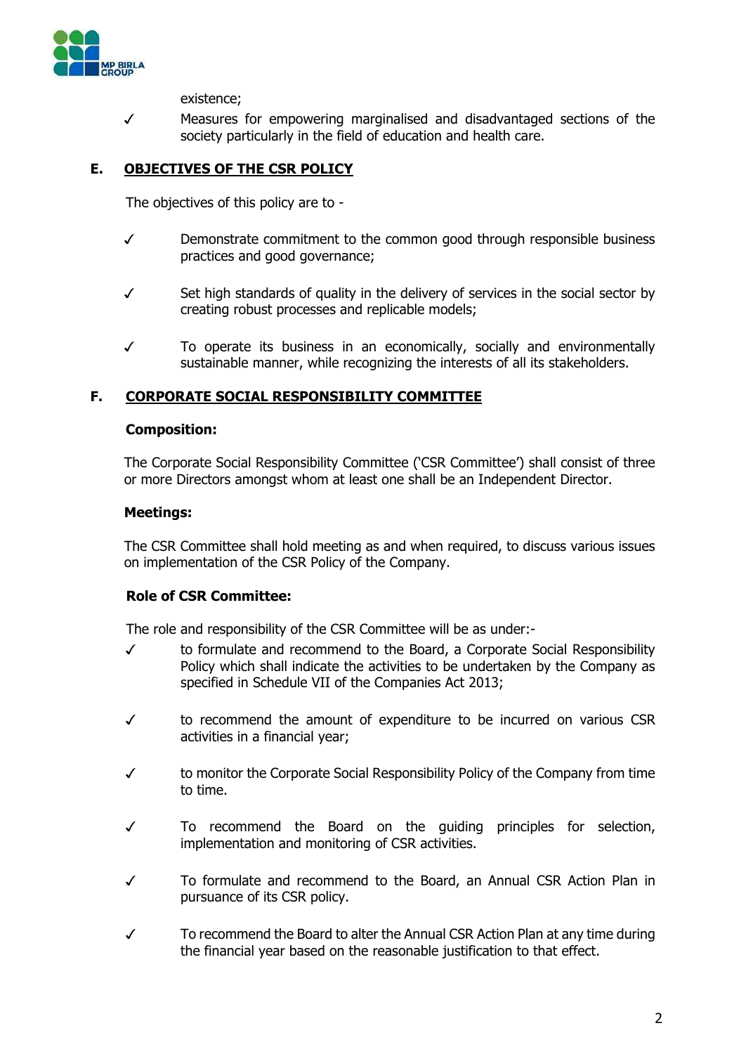existence;

- ✓ Measures for empowering marginalised and disadvantaged sections of the society particularly in the field of education and health care.

## E. OBJECTIVES OF THE CSR POLICY

The objectives of this policy are to -

- ✓ Demonstrate commitment to the common good through responsible business practices and good governance;
- ✓ Set high standards of quality in the delivery of services in the social sector by creating robust processes and replicable models;
- ✓ To operate its business in an economically, socially and environmentally sustainable manner, while recognizing the interests of all its stakeholders.

## F. CORPORATE SOCIAL RESPONSIBILITY COMMITTEE

**Composition:**

The Corporate Social Responsibility Committee ('CSR Committee') shall consist of three or more Directors amongst whom at least one shall be an Independent Director.

**Meetings:**

The CSR Committee shall hold meeting as and when required, to discuss various issues on implementation of the CSR Policy of the Company.

**Role of CSR Committee:**

The role and responsibility of the CSR Committee will be as under:-

- ✓ to formulate and recommend to the Board, a Corporate Social Responsibility Policy which shall indicate the activities to be undertaken by the Company as specified in Schedule VII of the Companies Act 2013;
- ✓ to recommend the amount of expenditure to be incurred on various CSR activities in a financial year;
- ✓ to monitor the Corporate Social Responsibility Policy of the Company from time to time.
- ✓ To recommend the Board on the guiding principles for selection, implementation and monitoring of CSR activities.
- ✓ To formulate and recommend to the Board, an Annual CSR Action Plan in pursuance of its CSR policy.
- ✓ To recommend the Board to alter the Annual CSR Action Plan at any time during the financial year based on the reasonable justification to that effect.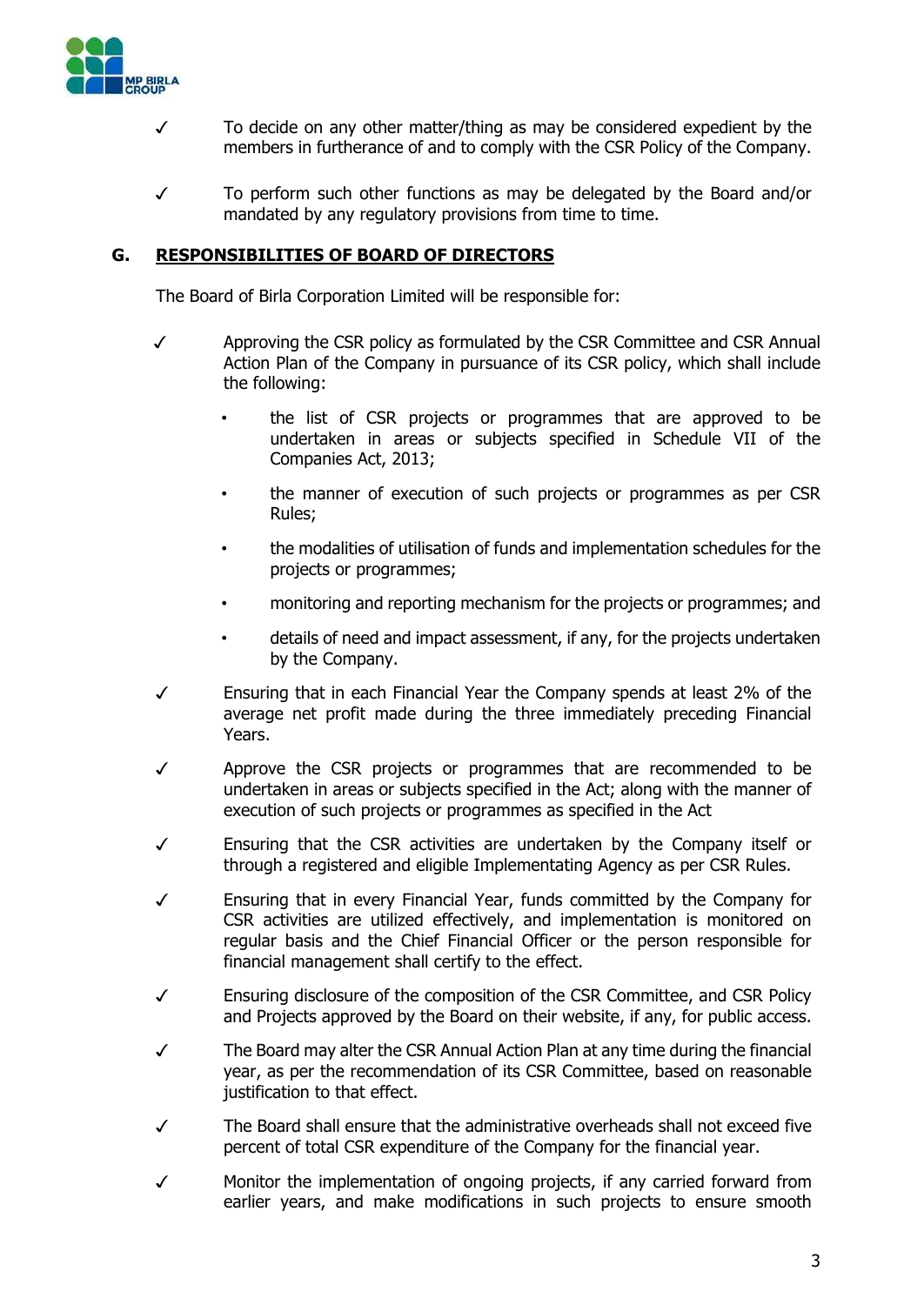- ✓ To decide on any other matter/thing as may be considered expedient by the members in furtherance of and to comply with the CSR Policy of the Company.

- ✓ To perform such other functions as may be delegated by the Board and/or mandated by any regulatory provisions from time to time.

## G. RESPONSIBILITIES OF BOARD OF DIRECTORS

The Board of Birla Corporation Limited will be responsible for:

- ✓ Approving the CSR policy as formulated by the CSR Committee and CSR Annual Action Plan of the Company in pursuance of its CSR policy, which shall include the following:

  - the list of CSR projects or programmes that are approved to be undertaken in areas or subjects specified in Schedule VII of the Companies Act, 2013;
  - the manner of execution of such projects or programmes as per CSR Rules;
  - the modalities of utilisation of funds and implementation schedules for the projects or programmes;
  - monitoring and reporting mechanism for the projects or programmes; and
  - details of need and impact assessment, if any, for the projects undertaken by the Company.

- ✓ Ensuring that in each Financial Year the Company spends at least 2% of the average net profit made during the three immediately preceding Financial Years.

- ✓ Approve the CSR projects or programmes that are recommended to be undertaken in areas or subjects specified in the Act; along with the manner of execution of such projects or programmes as specified in the Act

- ✓ Ensuring that the CSR activities are undertaken by the Company itself or through a registered and eligible Implementating Agency as per CSR Rules.

- ✓ Ensuring that in every Financial Year, funds committed by the Company for CSR activities are utilized effectively, and implementation is monitored on regular basis and the Chief Financial Officer or the person responsible for financial management shall certify to the effect.

- ✓ Ensuring disclosure of the composition of the CSR Committee, and CSR Policy and Projects approved by the Board on their website, if any, for public access.

- ✓ The Board may alter the CSR Annual Action Plan at any time during the financial year, as per the recommendation of its CSR Committee, based on reasonable justification to that effect.

- ✓ The Board shall ensure that the administrative overheads shall not exceed five percent of total CSR expenditure of the Company for the financial year.

- ✓ Monitor the implementation of ongoing projects, if any carried forward from earlier years, and make modifications in such projects to ensure smooth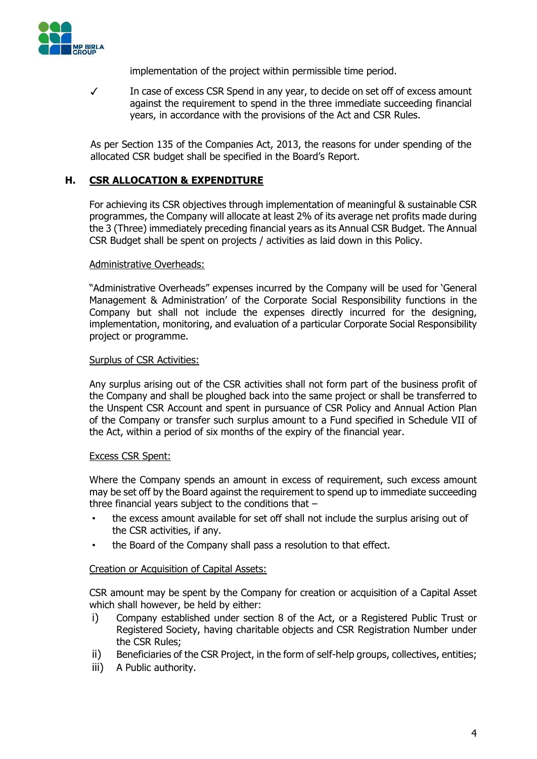implementation of the project within permissible time period.

✓ In case of excess CSR Spend in any year, to decide on set off of excess amount against the requirement to spend in the three immediate succeeding financial years, in accordance with the provisions of the Act and CSR Rules.

As per Section 135 of the Companies Act, 2013, the reasons for under spending of the allocated CSR budget shall be specified in the Board's Report.

## H. CSR ALLOCATION & EXPENDITURE

For achieving its CSR objectives through implementation of meaningful & sustainable CSR programmes, the Company will allocate at least 2% of its average net profits made during the 3 (Three) immediately preceding financial years as its Annual CSR Budget. The Annual CSR Budget shall be spent on projects / activities as laid down in this Policy.

Administrative Overheads:

"Administrative Overheads" expenses incurred by the Company will be used for 'General Management & Administration' of the Corporate Social Responsibility functions in the Company but shall not include the expenses directly incurred for the designing, implementation, monitoring, and evaluation of a particular Corporate Social Responsibility project or programme.

Surplus of CSR Activities:

Any surplus arising out of the CSR activities shall not form part of the business profit of the Company and shall be ploughed back into the same project or shall be transferred to the Unspent CSR Account and spent in pursuance of CSR Policy and Annual Action Plan of the Company or transfer such surplus amount to a Fund specified in Schedule VII of the Act, within a period of six months of the expiry of the financial year.

Excess CSR Spent:

Where the Company spends an amount in excess of requirement, such excess amount may be set off by the Board against the requirement to spend up to immediate succeeding three financial years subject to the conditions that –

- the excess amount available for set off shall not include the surplus arising out of the CSR activities, if any.
- the Board of the Company shall pass a resolution to that effect.

Creation or Acquisition of Capital Assets:

CSR amount may be spent by the Company for creation or acquisition of a Capital Asset which shall however, be held by either:

i) Company established under section 8 of the Act, or a Registered Public Trust or Registered Society, having charitable objects and CSR Registration Number under the CSR Rules;
ii) Beneficiaries of the CSR Project, in the form of self-help groups, collectives, entities;
iii) A Public authority.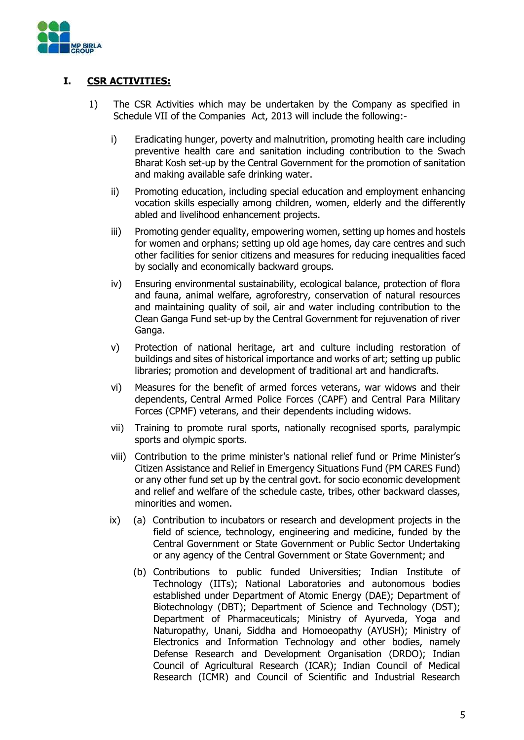## I. CSR ACTIVITIES:

1) The CSR Activities which may be undertaken by the Company as specified in Schedule VII of the Companies Act, 2013 will include the following:-

   i) Eradicating hunger, poverty and malnutrition, promoting health care including preventive health care and sanitation including contribution to the Swach Bharat Kosh set-up by the Central Government for the promotion of sanitation and making available safe drinking water.

   ii) Promoting education, including special education and employment enhancing vocation skills especially among children, women, elderly and the differently abled and livelihood enhancement projects.

   iii) Promoting gender equality, empowering women, setting up homes and hostels for women and orphans; setting up old age homes, day care centres and such other facilities for senior citizens and measures for reducing inequalities faced by socially and economically backward groups.

   iv) Ensuring environmental sustainability, ecological balance, protection of flora and fauna, animal welfare, agroforestry, conservation of natural resources and maintaining quality of soil, air and water including contribution to the Clean Ganga Fund set-up by the Central Government for rejuvenation of river Ganga.

   v) Protection of national heritage, art and culture including restoration of buildings and sites of historical importance and works of art; setting up public libraries; promotion and development of traditional art and handicrafts.

   vi) Measures for the benefit of armed forces veterans, war widows and their dependents, Central Armed Police Forces (CAPF) and Central Para Military Forces (CPMF) veterans, and their dependents including widows.

   vii) Training to promote rural sports, nationally recognised sports, paralympic sports and olympic sports.

   viii) Contribution to the prime minister's national relief fund or Prime Minister's Citizen Assistance and Relief in Emergency Situations Fund (PM CARES Fund) or any other fund set up by the central govt. for socio economic development and relief and welfare of the schedule caste, tribes, other backward classes, minorities and women.

   ix) (a) Contribution to incubators or research and development projects in the field of science, technology, engineering and medicine, funded by the Central Government or State Government or Public Sector Undertaking or any agency of the Central Government or State Government; and

   (b) Contributions to public funded Universities; Indian Institute of Technology (IITs); National Laboratories and autonomous bodies established under Department of Atomic Energy (DAE); Department of Biotechnology (DBT); Department of Science and Technology (DST); Department of Pharmaceuticals; Ministry of Ayurveda, Yoga and Naturopathy, Unani, Siddha and Homoeopathy (AYUSH); Ministry of Electronics and Information Technology and other bodies, namely Defense Research and Development Organisation (DRDO); Indian Council of Agricultural Research (ICAR); Indian Council of Medical Research (ICMR) and Council of Scientific and Industrial Research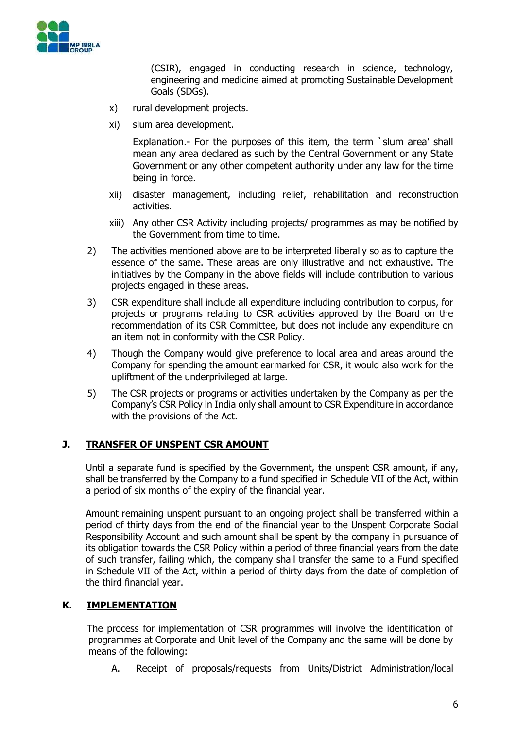(CSIR), engaged in conducting research in science, technology, engineering and medicine aimed at promoting Sustainable Development Goals (SDGs).

x) rural development projects.

xi) slum area development.

Explanation.- For the purposes of this item, the term `slum area' shall mean any area declared as such by the Central Government or any State Government or any other competent authority under any law for the time being in force.

xii) disaster management, including relief, rehabilitation and reconstruction activities.

xiii) Any other CSR Activity including projects/ programmes as may be notified by the Government from time to time.

2) The activities mentioned above are to be interpreted liberally so as to capture the essence of the same. These areas are only illustrative and not exhaustive. The initiatives by the Company in the above fields will include contribution to various projects engaged in these areas.

3) CSR expenditure shall include all expenditure including contribution to corpus, for projects or programs relating to CSR activities approved by the Board on the recommendation of its CSR Committee, but does not include any expenditure on an item not in conformity with the CSR Policy.

4) Though the Company would give preference to local area and areas around the Company for spending the amount earmarked for CSR, it would also work for the upliftment of the underprivileged at large.

5) The CSR projects or programs or activities undertaken by the Company as per the Company's CSR Policy in India only shall amount to CSR Expenditure in accordance with the provisions of the Act.

## J. TRANSFER OF UNSPENT CSR AMOUNT

Until a separate fund is specified by the Government, the unspent CSR amount, if any, shall be transferred by the Company to a fund specified in Schedule VII of the Act, within a period of six months of the expiry of the financial year.

Amount remaining unspent pursuant to an ongoing project shall be transferred within a period of thirty days from the end of the financial year to the Unspent Corporate Social Responsibility Account and such amount shall be spent by the company in pursuance of its obligation towards the CSR Policy within a period of three financial years from the date of such transfer, failing which, the company shall transfer the same to a Fund specified in Schedule VII of the Act, within a period of thirty days from the date of completion of the third financial year.

## K. IMPLEMENTATION

The process for implementation of CSR programmes will involve the identification of programmes at Corporate and Unit level of the Company and the same will be done by means of the following:

A. Receipt of proposals/requests from Units/District Administration/local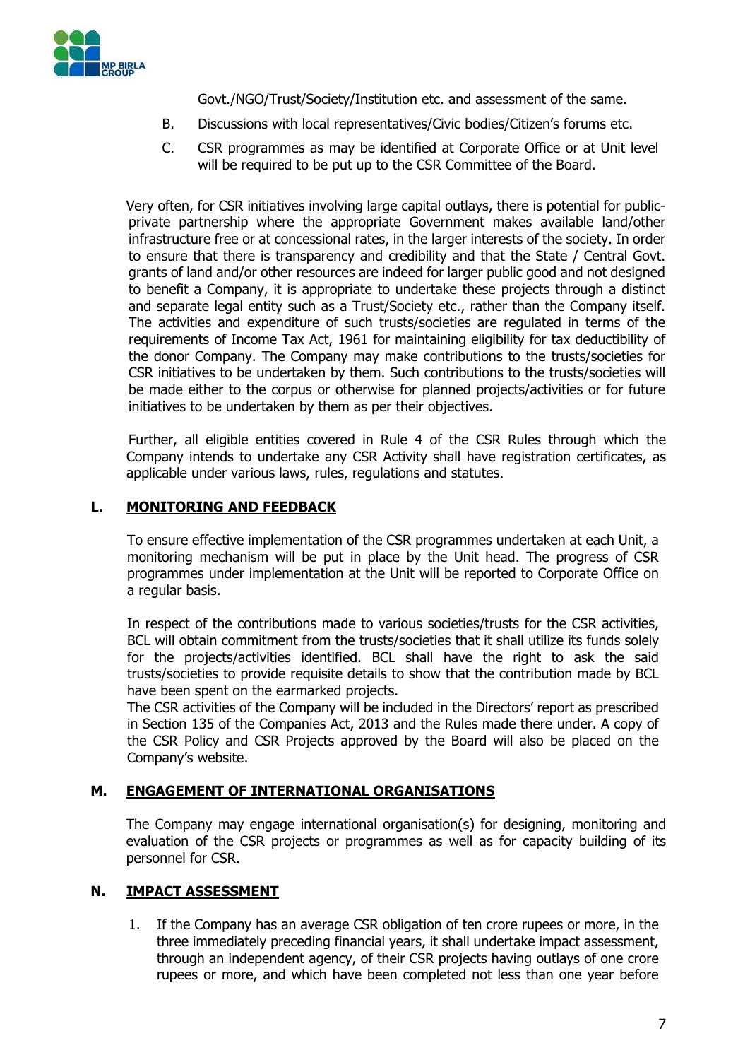Govt./NGO/Trust/Society/Institution etc. and assessment of the same.

B. Discussions with local representatives/Civic bodies/Citizen's forums etc.

C. CSR programmes as may be identified at Corporate Office or at Unit level will be required to be put up to the CSR Committee of the Board.

Very often, for CSR initiatives involving large capital outlays, there is potential for public-private partnership where the appropriate Government makes available land/other infrastructure free or at concessional rates, in the larger interests of the society. In order to ensure that there is transparency and credibility and that the State / Central Govt. grants of land and/or other resources are indeed for larger public good and not designed to benefit a Company, it is appropriate to undertake these projects through a distinct and separate legal entity such as a Trust/Society etc., rather than the Company itself. The activities and expenditure of such trusts/societies are regulated in terms of the requirements of Income Tax Act, 1961 for maintaining eligibility for tax deductibility of the donor Company. The Company may make contributions to the trusts/societies for CSR initiatives to be undertaken by them. Such contributions to the trusts/societies will be made either to the corpus or otherwise for planned projects/activities or for future initiatives to be undertaken by them as per their objectives.

Further, all eligible entities covered in Rule 4 of the CSR Rules through which the Company intends to undertake any CSR Activity shall have registration certificates, as applicable under various laws, rules, regulations and statutes.

## L. MONITORING AND FEEDBACK

To ensure effective implementation of the CSR programmes undertaken at each Unit, a monitoring mechanism will be put in place by the Unit head. The progress of CSR programmes under implementation at the Unit will be reported to Corporate Office on a regular basis.

In respect of the contributions made to various societies/trusts for the CSR activities, BCL will obtain commitment from the trusts/societies that it shall utilize its funds solely for the projects/activities identified. BCL shall have the right to ask the said trusts/societies to provide requisite details to show that the contribution made by BCL have been spent on the earmarked projects.

The CSR activities of the Company will be included in the Directors' report as prescribed in Section 135 of the Companies Act, 2013 and the Rules made there under. A copy of the CSR Policy and CSR Projects approved by the Board will also be placed on the Company's website.

## M. ENGAGEMENT OF INTERNATIONAL ORGANISATIONS

The Company may engage international organisation(s) for designing, monitoring and evaluation of the CSR projects or programmes as well as for capacity building of its personnel for CSR.

## N. IMPACT ASSESSMENT

1. If the Company has an average CSR obligation of ten crore rupees or more, in the three immediately preceding financial years, it shall undertake impact assessment, through an independent agency, of their CSR projects having outlays of one crore rupees or more, and which have been completed not less than one year before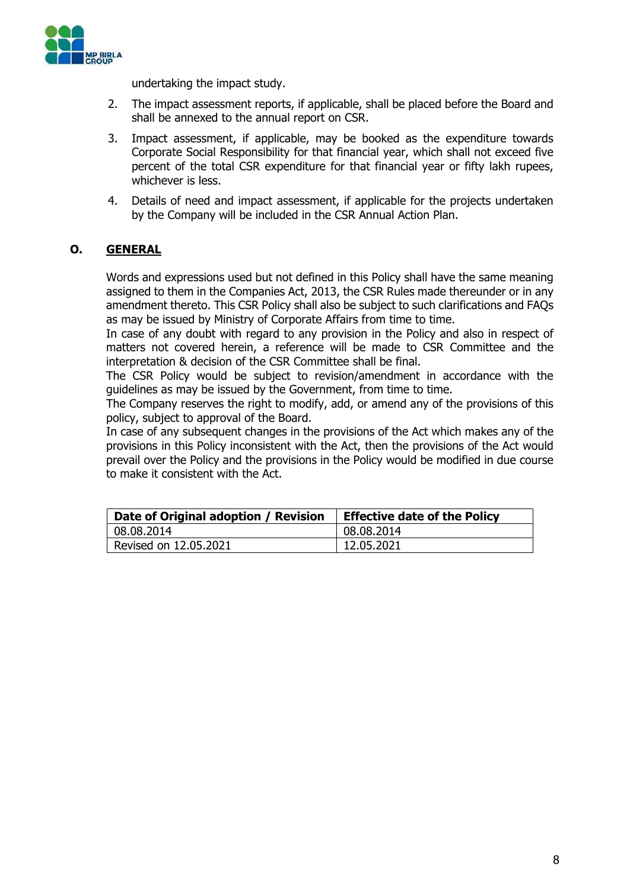undertaking the impact study.

2. The impact assessment reports, if applicable, shall be placed before the Board and shall be annexed to the annual report on CSR.
3. Impact assessment, if applicable, may be booked as the expenditure towards Corporate Social Responsibility for that financial year, which shall not exceed five percent of the total CSR expenditure for that financial year or fifty lakh rupees, whichever is less.
4. Details of need and impact assessment, if applicable for the projects undertaken by the Company will be included in the CSR Annual Action Plan.

## O. GENERAL

Words and expressions used but not defined in this Policy shall have the same meaning assigned to them in the Companies Act, 2013, the CSR Rules made thereunder or in any amendment thereto. This CSR Policy shall also be subject to such clarifications and FAQs as may be issued by Ministry of Corporate Affairs from time to time.
In case of any doubt with regard to any provision in the Policy and also in respect of matters not covered herein, a reference will be made to CSR Committee and the interpretation & decision of the CSR Committee shall be final.
The CSR Policy would be subject to revision/amendment in accordance with the guidelines as may be issued by the Government, from time to time.
The Company reserves the right to modify, add, or amend any of the provisions of this policy, subject to approval of the Board.
In case of any subsequent changes in the provisions of the Act which makes any of the provisions in this Policy inconsistent with the Act, then the provisions of the Act would prevail over the Policy and the provisions in the Policy would be modified in due course to make it consistent with the Act.

| Date of Original adoption / Revision | Effective date of the Policy |
|---|---|
| 08.08.2014 | 08.08.2014 |
| Revised on 12.05.2021 | 12.05.2021 |